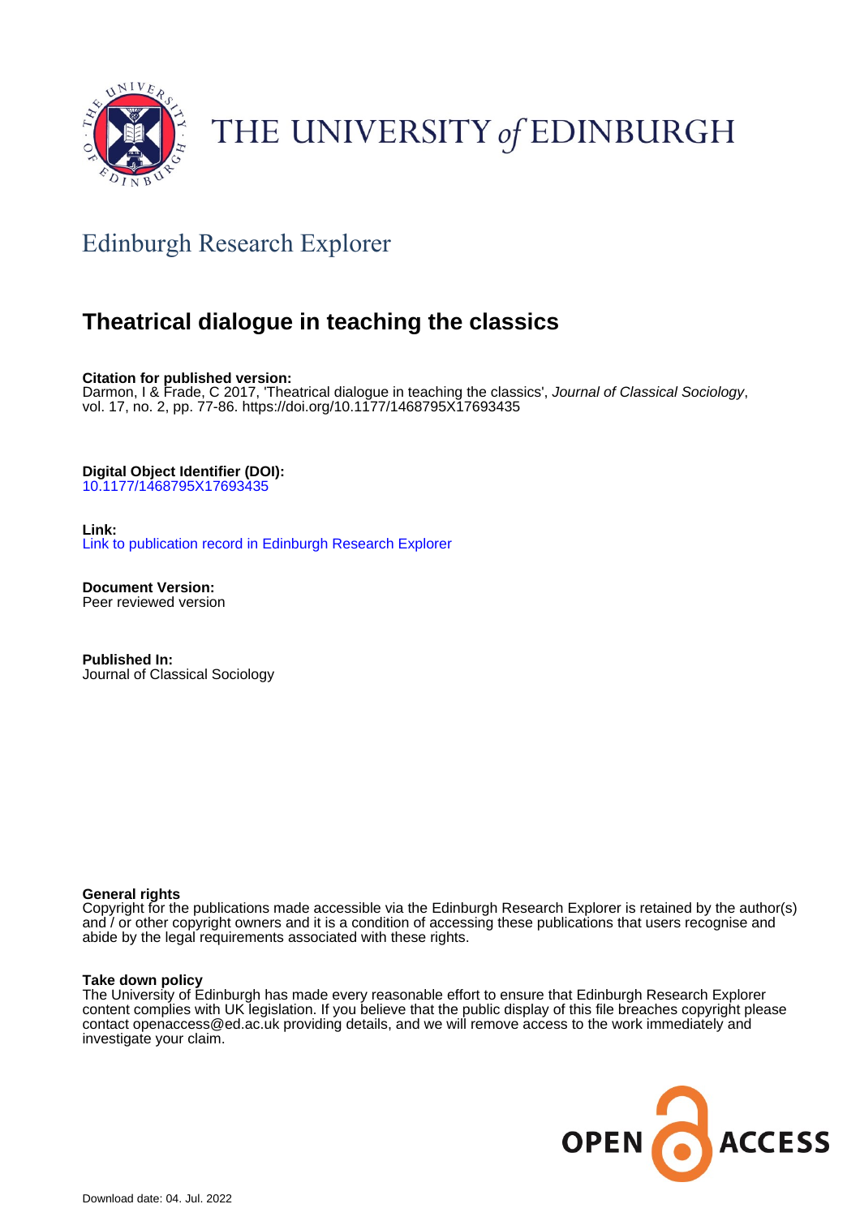# THE UNIVERSITY of EDINBURGH

## Edinburgh Research Explorer

# Theatrical dialogue in teaching the classics

**Citation for published version:**
Darmon, I & Frade, C 2017, 'Theatrical dialogue in teaching the classics', *Journal of Classical Sociology*, vol. 17, no. 2, pp. 77-86. https://doi.org/10.1177/1468795X17693435

**Digital Object Identifier (DOI):**
10.1177/1468795X17693435

**Link:**
Link to publication record in Edinburgh Research Explorer

**Document Version:**
Peer reviewed version

**Published In:**
Journal of Classical Sociology

**General rights**
Copyright for the publications made accessible via the Edinburgh Research Explorer is retained by the author(s) and / or other copyright owners and it is a condition of accessing these publications that users recognise and abide by the legal requirements associated with these rights.

**Take down policy**
The University of Edinburgh has made every reasonable effort to ensure that Edinburgh Research Explorer content complies with UK legislation. If you believe that the public display of this file breaches copyright please contact openaccess@ed.ac.uk providing details, and we will remove access to the work immediately and investigate your claim.

OPEN ACCESS

Download date: 04. Jul. 2022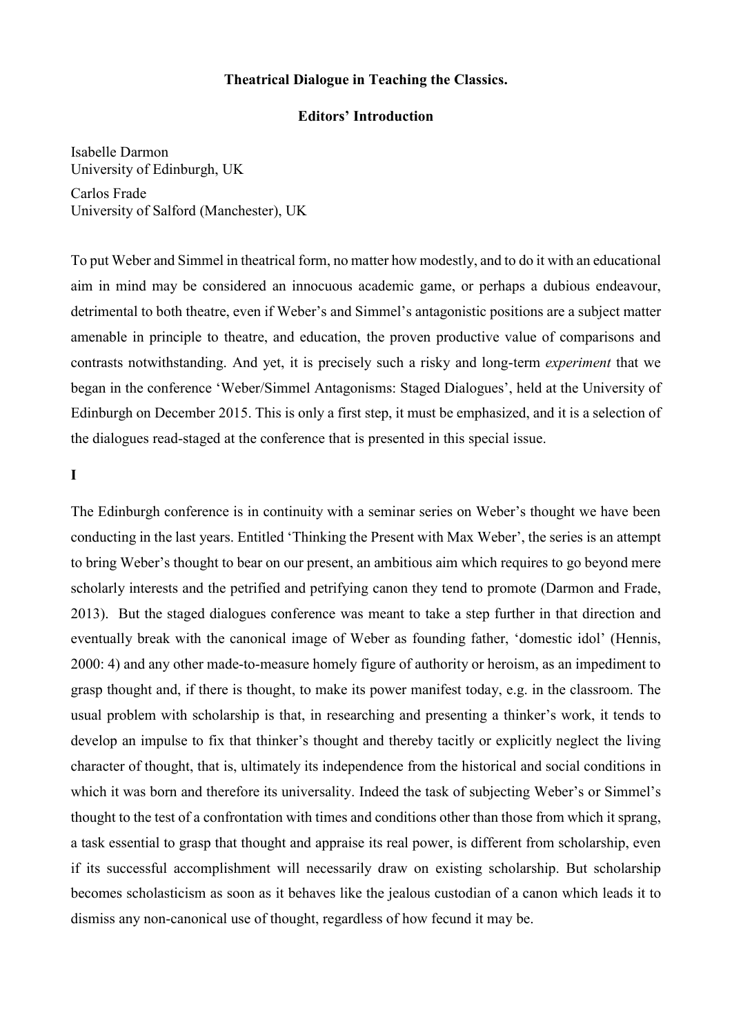**Theatrical Dialogue in Teaching the Classics.**

**Editors' Introduction**

Isabelle Darmon
University of Edinburgh, UK

Carlos Frade
University of Salford (Manchester), UK

To put Weber and Simmel in theatrical form, no matter how modestly, and to do it with an educational aim in mind may be considered an innocuous academic game, or perhaps a dubious endeavour, detrimental to both theatre, even if Weber's and Simmel's antagonistic positions are a subject matter amenable in principle to theatre, and education, the proven productive value of comparisons and contrasts notwithstanding. And yet, it is precisely such a risky and long-term *experiment* that we began in the conference 'Weber/Simmel Antagonisms: Staged Dialogues', held at the University of Edinburgh on December 2015. This is only a first step, it must be emphasized, and it is a selection of the dialogues read-staged at the conference that is presented in this special issue.

**I**

The Edinburgh conference is in continuity with a seminar series on Weber's thought we have been conducting in the last years. Entitled 'Thinking the Present with Max Weber', the series is an attempt to bring Weber's thought to bear on our present, an ambitious aim which requires to go beyond mere scholarly interests and the petrified and petrifying canon they tend to promote (Darmon and Frade, 2013). But the staged dialogues conference was meant to take a step further in that direction and eventually break with the canonical image of Weber as founding father, 'domestic idol' (Hennis, 2000: 4) and any other made-to-measure homely figure of authority or heroism, as an impediment to grasp thought and, if there is thought, to make its power manifest today, e.g. in the classroom. The usual problem with scholarship is that, in researching and presenting a thinker's work, it tends to develop an impulse to fix that thinker's thought and thereby tacitly or explicitly neglect the living character of thought, that is, ultimately its independence from the historical and social conditions in which it was born and therefore its universality. Indeed the task of subjecting Weber's or Simmel's thought to the test of a confrontation with times and conditions other than those from which it sprang, a task essential to grasp that thought and appraise its real power, is different from scholarship, even if its successful accomplishment will necessarily draw on existing scholarship. But scholarship becomes scholasticism as soon as it behaves like the jealous custodian of a canon which leads it to dismiss any non-canonical use of thought, regardless of how fecund it may be.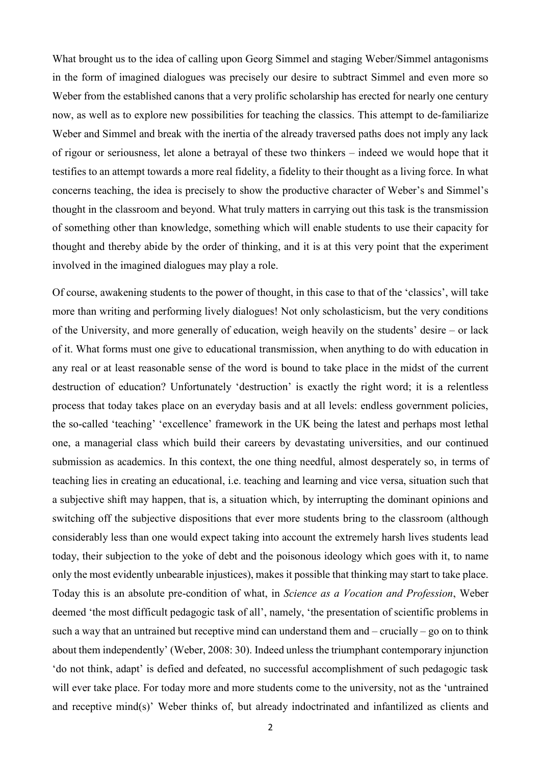What brought us to the idea of calling upon Georg Simmel and staging Weber/Simmel antagonisms in the form of imagined dialogues was precisely our desire to subtract Simmel and even more so Weber from the established canons that a very prolific scholarship has erected for nearly one century now, as well as to explore new possibilities for teaching the classics. This attempt to de-familiarize Weber and Simmel and break with the inertia of the already traversed paths does not imply any lack of rigour or seriousness, let alone a betrayal of these two thinkers – indeed we would hope that it testifies to an attempt towards a more real fidelity, a fidelity to their thought as a living force. In what concerns teaching, the idea is precisely to show the productive character of Weber's and Simmel's thought in the classroom and beyond. What truly matters in carrying out this task is the transmission of something other than knowledge, something which will enable students to use their capacity for thought and thereby abide by the order of thinking, and it is at this very point that the experiment involved in the imagined dialogues may play a role.

Of course, awakening students to the power of thought, in this case to that of the 'classics', will take more than writing and performing lively dialogues! Not only scholasticism, but the very conditions of the University, and more generally of education, weigh heavily on the students' desire – or lack of it. What forms must one give to educational transmission, when anything to do with education in any real or at least reasonable sense of the word is bound to take place in the midst of the current destruction of education? Unfortunately 'destruction' is exactly the right word; it is a relentless process that today takes place on an everyday basis and at all levels: endless government policies, the so-called 'teaching' 'excellence' framework in the UK being the latest and perhaps most lethal one, a managerial class which build their careers by devastating universities, and our continued submission as academics. In this context, the one thing needful, almost desperately so, in terms of teaching lies in creating an educational, i.e. teaching and learning and vice versa, situation such that a subjective shift may happen, that is, a situation which, by interrupting the dominant opinions and switching off the subjective dispositions that ever more students bring to the classroom (although considerably less than one would expect taking into account the extremely harsh lives students lead today, their subjection to the yoke of debt and the poisonous ideology which goes with it, to name only the most evidently unbearable injustices), makes it possible that thinking may start to take place. Today this is an absolute pre-condition of what, in *Science as a Vocation and Profession*, Weber deemed 'the most difficult pedagogic task of all', namely, 'the presentation of scientific problems in such a way that an untrained but receptive mind can understand them and – crucially – go on to think about them independently' (Weber, 2008: 30). Indeed unless the triumphant contemporary injunction 'do not think, adapt' is defied and defeated, no successful accomplishment of such pedagogic task will ever take place. For today more and more students come to the university, not as the 'untrained and receptive mind(s)' Weber thinks of, but already indoctrinated and infantilized as clients and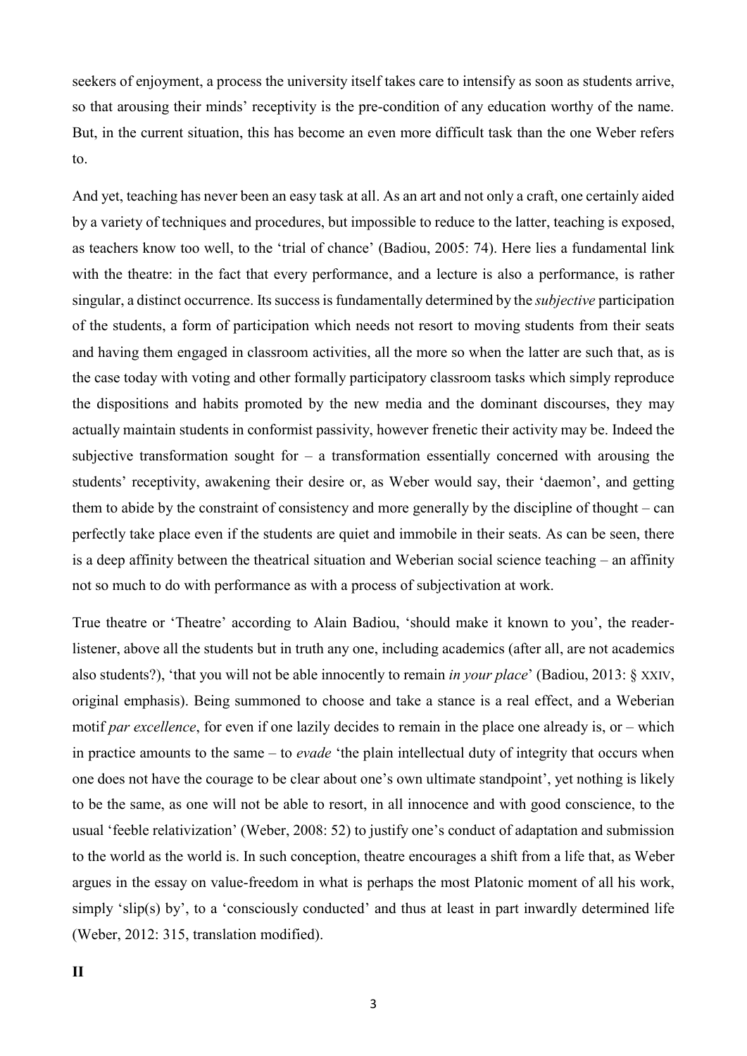seekers of enjoyment, a process the university itself takes care to intensify as soon as students arrive, so that arousing their minds' receptivity is the pre-condition of any education worthy of the name. But, in the current situation, this has become an even more difficult task than the one Weber refers to.

And yet, teaching has never been an easy task at all. As an art and not only a craft, one certainly aided by a variety of techniques and procedures, but impossible to reduce to the latter, teaching is exposed, as teachers know too well, to the 'trial of chance' (Badiou, 2005: 74). Here lies a fundamental link with the theatre: in the fact that every performance, and a lecture is also a performance, is rather singular, a distinct occurrence. Its success is fundamentally determined by the *subjective* participation of the students, a form of participation which needs not resort to moving students from their seats and having them engaged in classroom activities, all the more so when the latter are such that, as is the case today with voting and other formally participatory classroom tasks which simply reproduce the dispositions and habits promoted by the new media and the dominant discourses, they may actually maintain students in conformist passivity, however frenetic their activity may be. Indeed the subjective transformation sought for – a transformation essentially concerned with arousing the students' receptivity, awakening their desire or, as Weber would say, their 'daemon', and getting them to abide by the constraint of consistency and more generally by the discipline of thought – can perfectly take place even if the students are quiet and immobile in their seats. As can be seen, there is a deep affinity between the theatrical situation and Weberian social science teaching – an affinity not so much to do with performance as with a process of subjectivation at work.

True theatre or 'Theatre' according to Alain Badiou, 'should make it known to you', the reader-listener, above all the students but in truth any one, including academics (after all, are not academics also students?), 'that you will not be able innocently to remain *in your place*' (Badiou, 2013: § XXIV, original emphasis). Being summoned to choose and take a stance is a real effect, and a Weberian motif *par excellence*, for even if one lazily decides to remain in the place one already is, or – which in practice amounts to the same – to *evade* 'the plain intellectual duty of integrity that occurs when one does not have the courage to be clear about one's own ultimate standpoint', yet nothing is likely to be the same, as one will not be able to resort, in all innocence and with good conscience, to the usual 'feeble relativization' (Weber, 2008: 52) to justify one's conduct of adaptation and submission to the world as the world is. In such conception, theatre encourages a shift from a life that, as Weber argues in the essay on value-freedom in what is perhaps the most Platonic moment of all his work, simply 'slip(s) by', to a 'consciously conducted' and thus at least in part inwardly determined life (Weber, 2012: 315, translation modified).

## II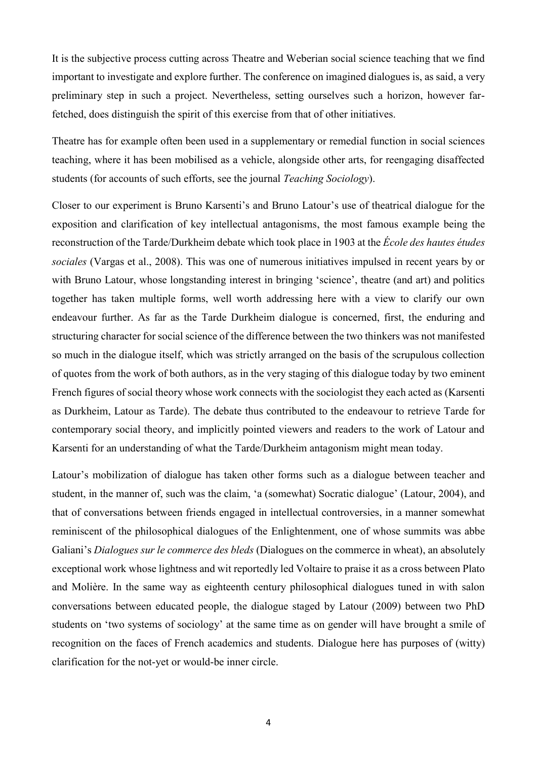It is the subjective process cutting across Theatre and Weberian social science teaching that we find important to investigate and explore further. The conference on imagined dialogues is, as said, a very preliminary step in such a project. Nevertheless, setting ourselves such a horizon, however far-fetched, does distinguish the spirit of this exercise from that of other initiatives.

Theatre has for example often been used in a supplementary or remedial function in social sciences teaching, where it has been mobilised as a vehicle, alongside other arts, for reengaging disaffected students (for accounts of such efforts, see the journal *Teaching Sociology*).

Closer to our experiment is Bruno Karsenti's and Bruno Latour's use of theatrical dialogue for the exposition and clarification of key intellectual antagonisms, the most famous example being the reconstruction of the Tarde/Durkheim debate which took place in 1903 at the *École des hautes études sociales* (Vargas et al., 2008). This was one of numerous initiatives impulsed in recent years by or with Bruno Latour, whose longstanding interest in bringing 'science', theatre (and art) and politics together has taken multiple forms, well worth addressing here with a view to clarify our own endeavour further. As far as the Tarde Durkheim dialogue is concerned, first, the enduring and structuring character for social science of the difference between the two thinkers was not manifested so much in the dialogue itself, which was strictly arranged on the basis of the scrupulous collection of quotes from the work of both authors, as in the very staging of this dialogue today by two eminent French figures of social theory whose work connects with the sociologist they each acted as (Karsenti as Durkheim, Latour as Tarde). The debate thus contributed to the endeavour to retrieve Tarde for contemporary social theory, and implicitly pointed viewers and readers to the work of Latour and Karsenti for an understanding of what the Tarde/Durkheim antagonism might mean today.

Latour's mobilization of dialogue has taken other forms such as a dialogue between teacher and student, in the manner of, such was the claim, 'a (somewhat) Socratic dialogue' (Latour, 2004), and that of conversations between friends engaged in intellectual controversies, in a manner somewhat reminiscent of the philosophical dialogues of the Enlightenment, one of whose summits was abbe Galiani's *Dialogues sur le commerce des bleds* (Dialogues on the commerce in wheat), an absolutely exceptional work whose lightness and wit reportedly led Voltaire to praise it as a cross between Plato and Molière. In the same way as eighteenth century philosophical dialogues tuned in with salon conversations between educated people, the dialogue staged by Latour (2009) between two PhD students on 'two systems of sociology' at the same time as on gender will have brought a smile of recognition on the faces of French academics and students. Dialogue here has purposes of (witty) clarification for the not-yet or would-be inner circle.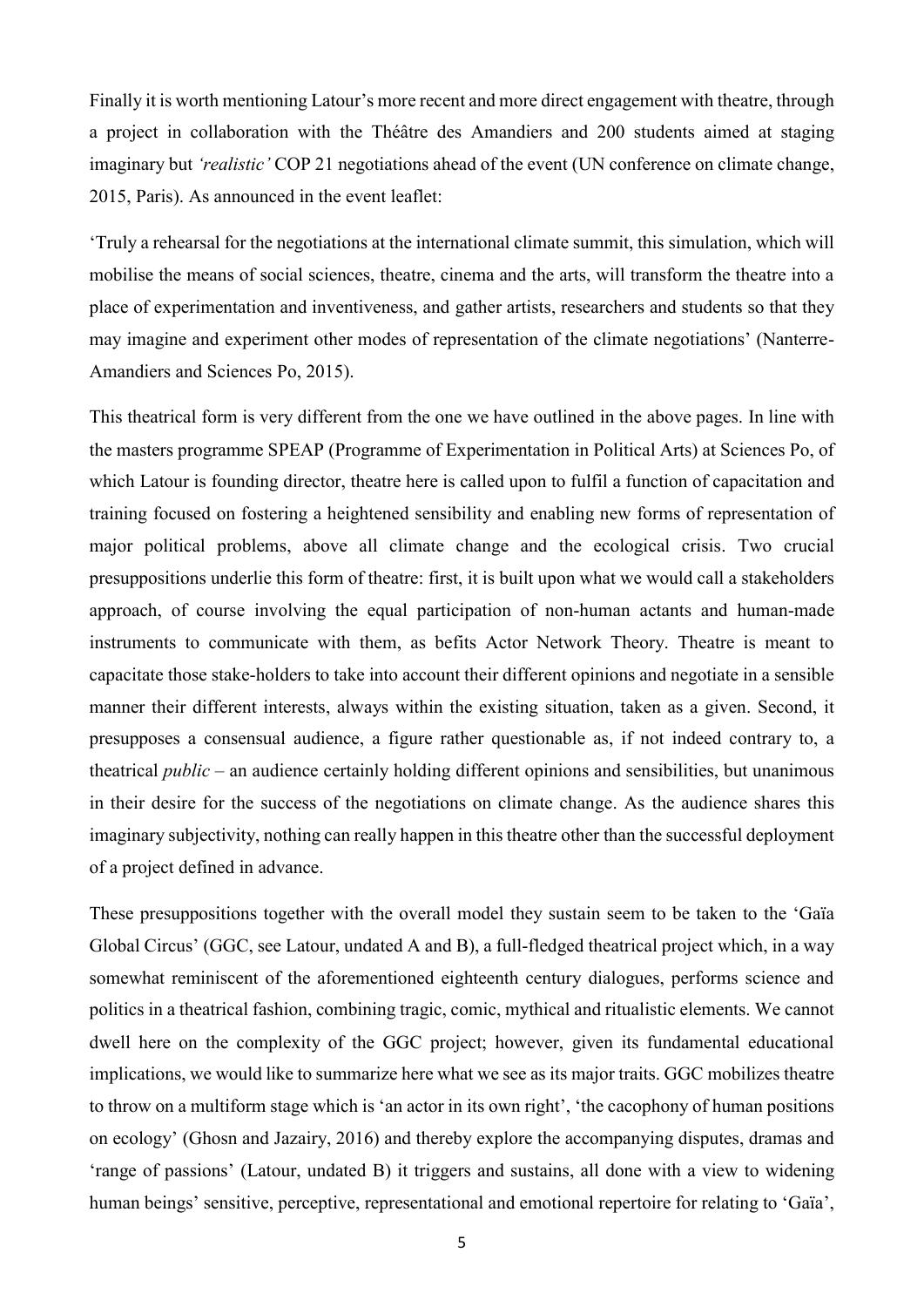Finally it is worth mentioning Latour's more recent and more direct engagement with theatre, through a project in collaboration with the Théâtre des Amandiers and 200 students aimed at staging imaginary but *'realistic'* COP 21 negotiations ahead of the event (UN conference on climate change, 2015, Paris). As announced in the event leaflet:

'Truly a rehearsal for the negotiations at the international climate summit, this simulation, which will mobilise the means of social sciences, theatre, cinema and the arts, will transform the theatre into a place of experimentation and inventiveness, and gather artists, researchers and students so that they may imagine and experiment other modes of representation of the climate negotiations' (Nanterre-Amandiers and Sciences Po, 2015).

This theatrical form is very different from the one we have outlined in the above pages. In line with the masters programme SPEAP (Programme of Experimentation in Political Arts) at Sciences Po, of which Latour is founding director, theatre here is called upon to fulfil a function of capacitation and training focused on fostering a heightened sensibility and enabling new forms of representation of major political problems, above all climate change and the ecological crisis. Two crucial presuppositions underlie this form of theatre: first, it is built upon what we would call a stakeholders approach, of course involving the equal participation of non-human actants and human-made instruments to communicate with them, as befits Actor Network Theory. Theatre is meant to capacitate those stake-holders to take into account their different opinions and negotiate in a sensible manner their different interests, always within the existing situation, taken as a given. Second, it presupposes a consensual audience, a figure rather questionable as, if not indeed contrary to, a theatrical *public* – an audience certainly holding different opinions and sensibilities, but unanimous in their desire for the success of the negotiations on climate change. As the audience shares this imaginary subjectivity, nothing can really happen in this theatre other than the successful deployment of a project defined in advance.

These presuppositions together with the overall model they sustain seem to be taken to the 'Gaïa Global Circus' (GGC, see Latour, undated A and B), a full-fledged theatrical project which, in a way somewhat reminiscent of the aforementioned eighteenth century dialogues, performs science and politics in a theatrical fashion, combining tragic, comic, mythical and ritualistic elements. We cannot dwell here on the complexity of the GGC project; however, given its fundamental educational implications, we would like to summarize here what we see as its major traits. GGC mobilizes theatre to throw on a multiform stage which is 'an actor in its own right', 'the cacophony of human positions on ecology' (Ghosn and Jazairy, 2016) and thereby explore the accompanying disputes, dramas and 'range of passions' (Latour, undated B) it triggers and sustains, all done with a view to widening human beings' sensitive, perceptive, representational and emotional repertoire for relating to 'Gaïa',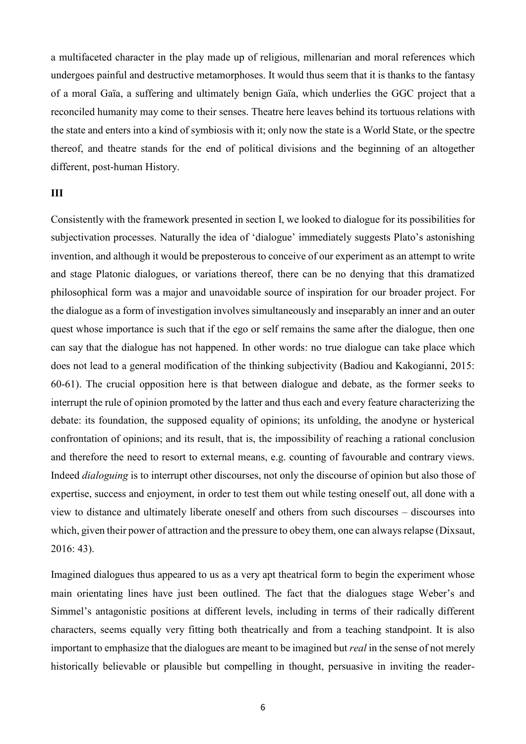a multifaceted character in the play made up of religious, millenarian and moral references which undergoes painful and destructive metamorphoses. It would thus seem that it is thanks to the fantasy of a moral Gaïa, a suffering and ultimately benign Gaïa, which underlies the GGC project that a reconciled humanity may come to their senses. Theatre here leaves behind its tortuous relations with the state and enters into a kind of symbiosis with it; only now the state is a World State, or the spectre thereof, and theatre stands for the end of political divisions and the beginning of an altogether different, post-human History.

## III

Consistently with the framework presented in section I, we looked to dialogue for its possibilities for subjectivation processes. Naturally the idea of 'dialogue' immediately suggests Plato's astonishing invention, and although it would be preposterous to conceive of our experiment as an attempt to write and stage Platonic dialogues, or variations thereof, there can be no denying that this dramatized philosophical form was a major and unavoidable source of inspiration for our broader project. For the dialogue as a form of investigation involves simultaneously and inseparably an inner and an outer quest whose importance is such that if the ego or self remains the same after the dialogue, then one can say that the dialogue has not happened. In other words: no true dialogue can take place which does not lead to a general modification of the thinking subjectivity (Badiou and Kakogianni, 2015: 60-61). The crucial opposition here is that between dialogue and debate, as the former seeks to interrupt the rule of opinion promoted by the latter and thus each and every feature characterizing the debate: its foundation, the supposed equality of opinions; its unfolding, the anodyne or hysterical confrontation of opinions; and its result, that is, the impossibility of reaching a rational conclusion and therefore the need to resort to external means, e.g. counting of favourable and contrary views. Indeed *dialoguing* is to interrupt other discourses, not only the discourse of opinion but also those of expertise, success and enjoyment, in order to test them out while testing oneself out, all done with a view to distance and ultimately liberate oneself and others from such discourses – discourses into which, given their power of attraction and the pressure to obey them, one can always relapse (Dixsaut, 2016: 43).

Imagined dialogues thus appeared to us as a very apt theatrical form to begin the experiment whose main orientating lines have just been outlined. The fact that the dialogues stage Weber's and Simmel's antagonistic positions at different levels, including in terms of their radically different characters, seems equally very fitting both theatrically and from a teaching standpoint. It is also important to emphasize that the dialogues are meant to be imagined but *real* in the sense of not merely historically believable or plausible but compelling in thought, persuasive in inviting the reader-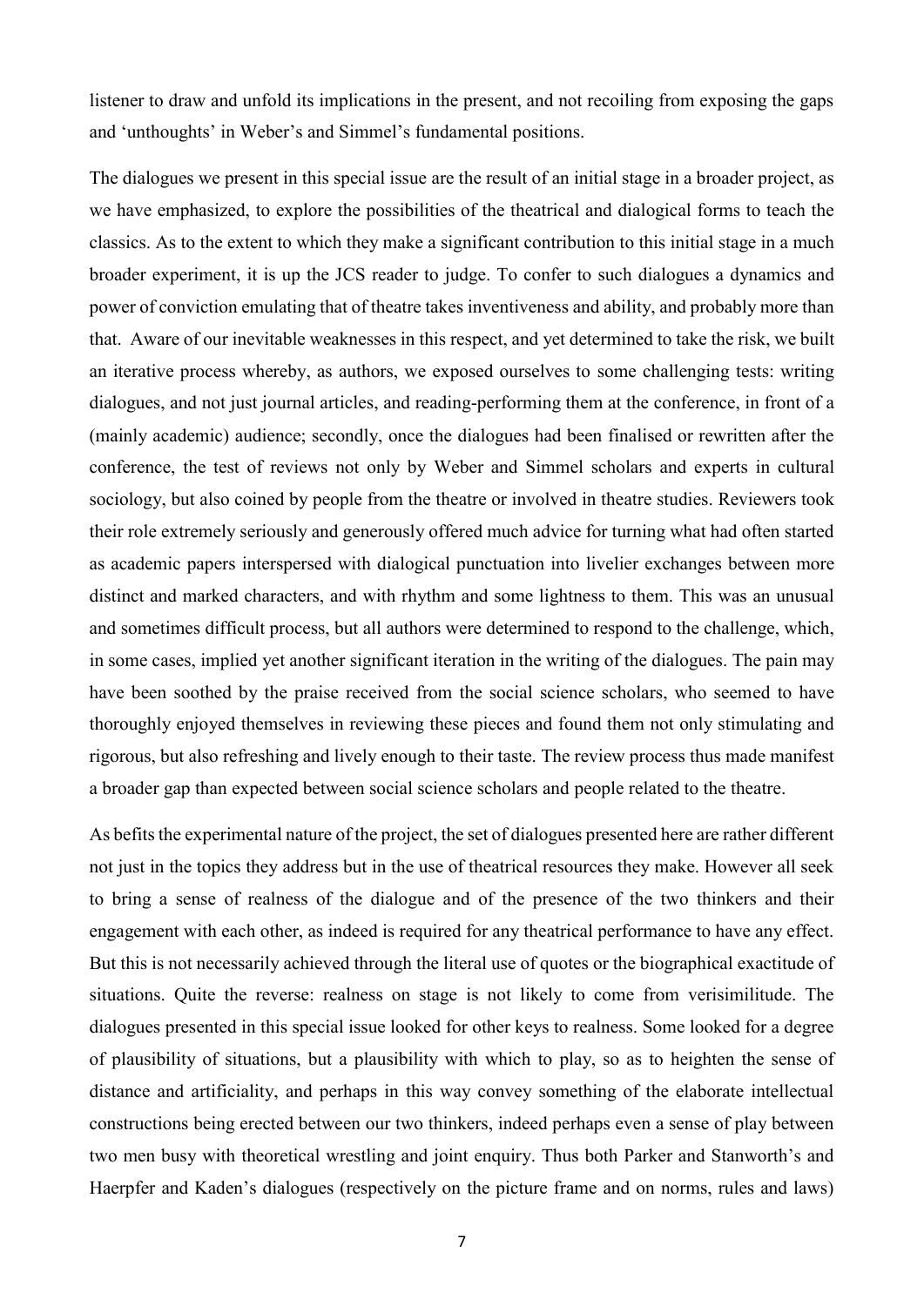listener to draw and unfold its implications in the present, and not recoiling from exposing the gaps and 'unthoughts' in Weber's and Simmel's fundamental positions.

The dialogues we present in this special issue are the result of an initial stage in a broader project, as we have emphasized, to explore the possibilities of the theatrical and dialogical forms to teach the classics. As to the extent to which they make a significant contribution to this initial stage in a much broader experiment, it is up the JCS reader to judge. To confer to such dialogues a dynamics and power of conviction emulating that of theatre takes inventiveness and ability, and probably more than that. Aware of our inevitable weaknesses in this respect, and yet determined to take the risk, we built an iterative process whereby, as authors, we exposed ourselves to some challenging tests: writing dialogues, and not just journal articles, and reading-performing them at the conference, in front of a (mainly academic) audience; secondly, once the dialogues had been finalised or rewritten after the conference, the test of reviews not only by Weber and Simmel scholars and experts in cultural sociology, but also coined by people from the theatre or involved in theatre studies. Reviewers took their role extremely seriously and generously offered much advice for turning what had often started as academic papers interspersed with dialogical punctuation into livelier exchanges between more distinct and marked characters, and with rhythm and some lightness to them. This was an unusual and sometimes difficult process, but all authors were determined to respond to the challenge, which, in some cases, implied yet another significant iteration in the writing of the dialogues. The pain may have been soothed by the praise received from the social science scholars, who seemed to have thoroughly enjoyed themselves in reviewing these pieces and found them not only stimulating and rigorous, but also refreshing and lively enough to their taste. The review process thus made manifest a broader gap than expected between social science scholars and people related to the theatre.

As befits the experimental nature of the project, the set of dialogues presented here are rather different not just in the topics they address but in the use of theatrical resources they make. However all seek to bring a sense of realness of the dialogue and of the presence of the two thinkers and their engagement with each other, as indeed is required for any theatrical performance to have any effect. But this is not necessarily achieved through the literal use of quotes or the biographical exactitude of situations. Quite the reverse: realness on stage is not likely to come from verisimilitude. The dialogues presented in this special issue looked for other keys to realness. Some looked for a degree of plausibility of situations, but a plausibility with which to play, so as to heighten the sense of distance and artificiality, and perhaps in this way convey something of the elaborate intellectual constructions being erected between our two thinkers, indeed perhaps even a sense of play between two men busy with theoretical wrestling and joint enquiry. Thus both Parker and Stanworth's and Haerpfer and Kaden's dialogues (respectively on the picture frame and on norms, rules and laws)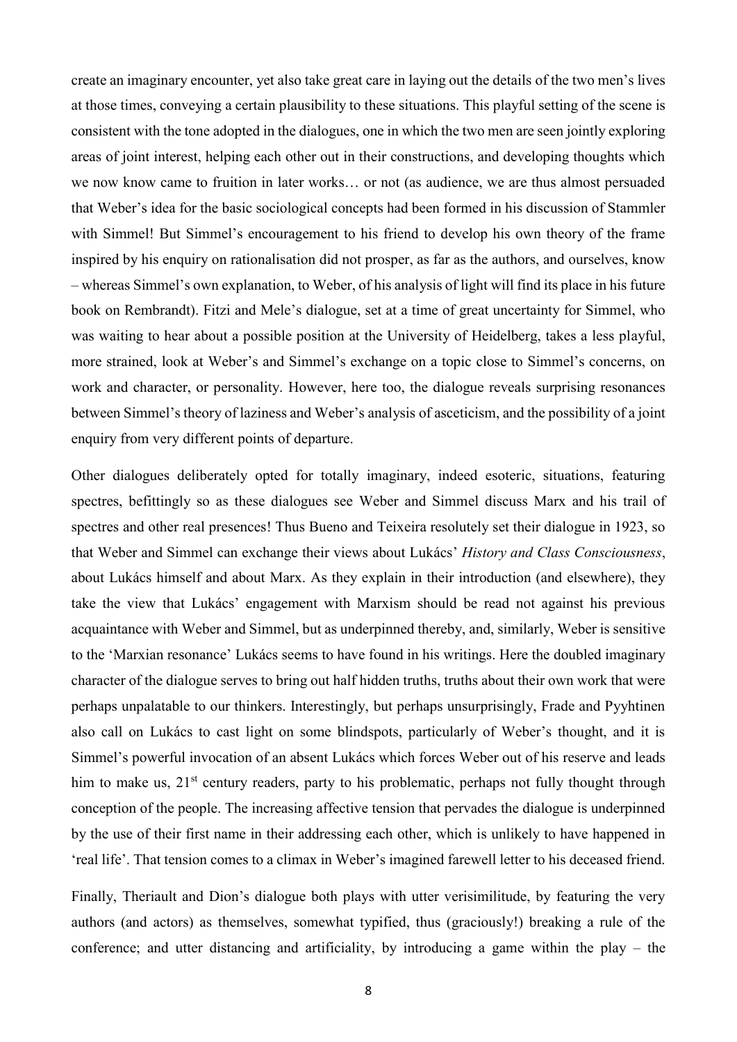create an imaginary encounter, yet also take great care in laying out the details of the two men's lives at those times, conveying a certain plausibility to these situations. This playful setting of the scene is consistent with the tone adopted in the dialogues, one in which the two men are seen jointly exploring areas of joint interest, helping each other out in their constructions, and developing thoughts which we now know came to fruition in later works… or not (as audience, we are thus almost persuaded that Weber's idea for the basic sociological concepts had been formed in his discussion of Stammler with Simmel! But Simmel's encouragement to his friend to develop his own theory of the frame inspired by his enquiry on rationalisation did not prosper, as far as the authors, and ourselves, know – whereas Simmel's own explanation, to Weber, of his analysis of light will find its place in his future book on Rembrandt). Fitzi and Mele's dialogue, set at a time of great uncertainty for Simmel, who was waiting to hear about a possible position at the University of Heidelberg, takes a less playful, more strained, look at Weber's and Simmel's exchange on a topic close to Simmel's concerns, on work and character, or personality. However, here too, the dialogue reveals surprising resonances between Simmel's theory of laziness and Weber's analysis of asceticism, and the possibility of a joint enquiry from very different points of departure.

Other dialogues deliberately opted for totally imaginary, indeed esoteric, situations, featuring spectres, befittingly so as these dialogues see Weber and Simmel discuss Marx and his trail of spectres and other real presences! Thus Bueno and Teixeira resolutely set their dialogue in 1923, so that Weber and Simmel can exchange their views about Lukács' *History and Class Consciousness*, about Lukács himself and about Marx. As they explain in their introduction (and elsewhere), they take the view that Lukács' engagement with Marxism should be read not against his previous acquaintance with Weber and Simmel, but as underpinned thereby, and, similarly, Weber is sensitive to the 'Marxian resonance' Lukács seems to have found in his writings. Here the doubled imaginary character of the dialogue serves to bring out half hidden truths, truths about their own work that were perhaps unpalatable to our thinkers. Interestingly, but perhaps unsurprisingly, Frade and Pyyhtinen also call on Lukács to cast light on some blindspots, particularly of Weber's thought, and it is Simmel's powerful invocation of an absent Lukács which forces Weber out of his reserve and leads him to make us, 21st century readers, party to his problematic, perhaps not fully thought through conception of the people. The increasing affective tension that pervades the dialogue is underpinned by the use of their first name in their addressing each other, which is unlikely to have happened in 'real life'. That tension comes to a climax in Weber's imagined farewell letter to his deceased friend.

Finally, Theriault and Dion's dialogue both plays with utter verisimilitude, by featuring the very authors (and actors) as themselves, somewhat typified, thus (graciously!) breaking a rule of the conference; and utter distancing and artificiality, by introducing a game within the play – the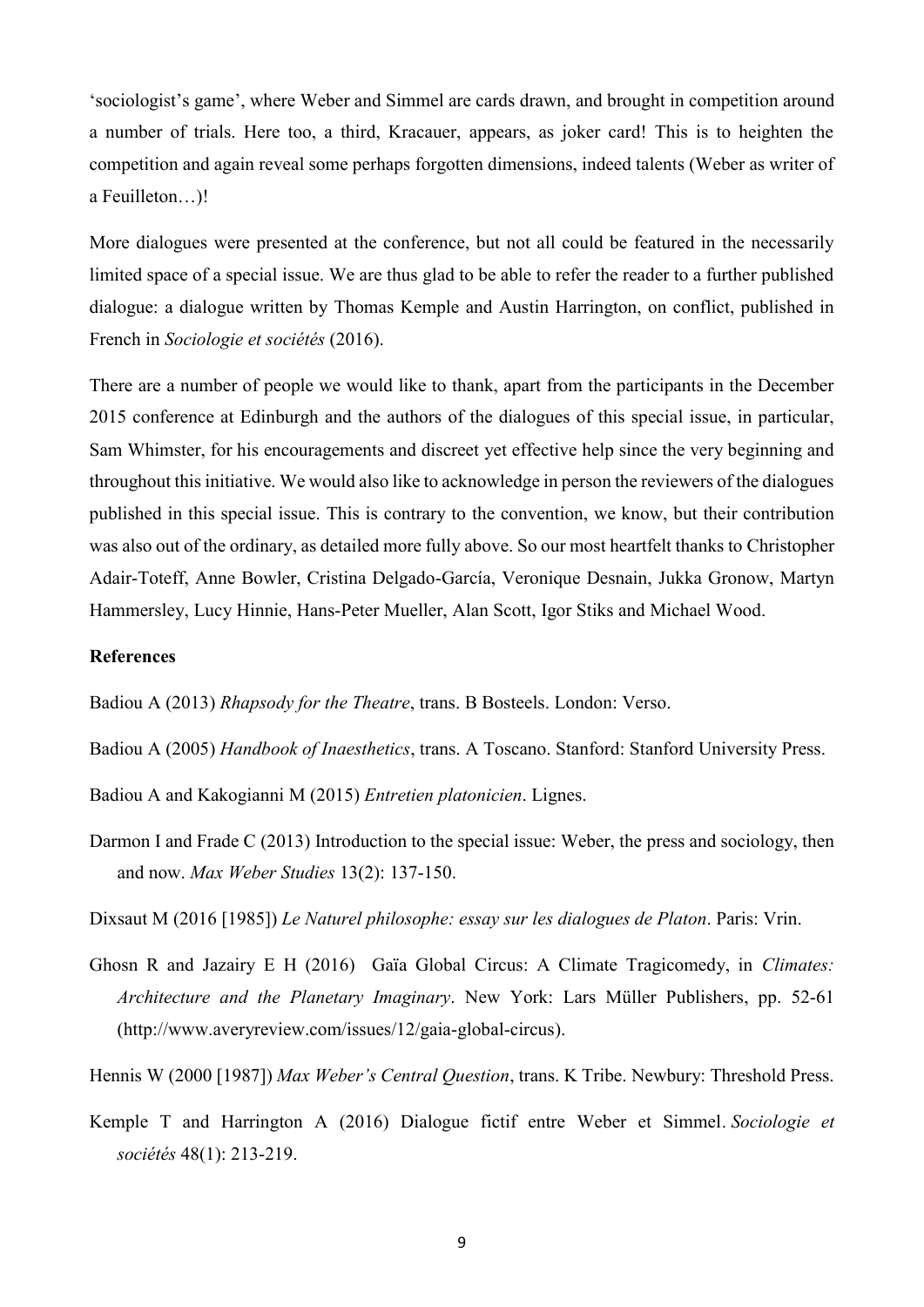'sociologist's game', where Weber and Simmel are cards drawn, and brought in competition around a number of trials. Here too, a third, Kracauer, appears, as joker card! This is to heighten the competition and again reveal some perhaps forgotten dimensions, indeed talents (Weber as writer of a Feuilleton…)!

More dialogues were presented at the conference, but not all could be featured in the necessarily limited space of a special issue. We are thus glad to be able to refer the reader to a further published dialogue: a dialogue written by Thomas Kemple and Austin Harrington, on conflict, published in French in *Sociologie et sociétés* (2016).

There are a number of people we would like to thank, apart from the participants in the December 2015 conference at Edinburgh and the authors of the dialogues of this special issue, in particular, Sam Whimster, for his encouragements and discreet yet effective help since the very beginning and throughout this initiative. We would also like to acknowledge in person the reviewers of the dialogues published in this special issue. This is contrary to the convention, we know, but their contribution was also out of the ordinary, as detailed more fully above. So our most heartfelt thanks to Christopher Adair-Toteff, Anne Bowler, Cristina Delgado-García, Veronique Desnain, Jukka Gronow, Martyn Hammersley, Lucy Hinnie, Hans-Peter Mueller, Alan Scott, Igor Stiks and Michael Wood.

**References**

Badiou A (2013) *Rhapsody for the Theatre*, trans. B Bosteels. London: Verso.

Badiou A (2005) *Handbook of Inaesthetics*, trans. A Toscano. Stanford: Stanford University Press.

Badiou A and Kakogianni M (2015) *Entretien platonicien*. Lignes.

Darmon I and Frade C (2013) Introduction to the special issue: Weber, the press and sociology, then and now. *Max Weber Studies* 13(2): 137-150.

Dixsaut M (2016 [1985]) *Le Naturel philosophe: essay sur les dialogues de Platon*. Paris: Vrin.

Ghosn R and Jazairy E H (2016) Gaïa Global Circus: A Climate Tragicomedy, in *Climates: Architecture and the Planetary Imaginary*. New York: Lars Müller Publishers, pp. 52-61 (http://www.averyreview.com/issues/12/gaia-global-circus).

Hennis W (2000 [1987]) *Max Weber's Central Question*, trans. K Tribe. Newbury: Threshold Press.

Kemple T and Harrington A (2016) Dialogue fictif entre Weber et Simmel. *Sociologie et sociétés* 48(1): 213-219.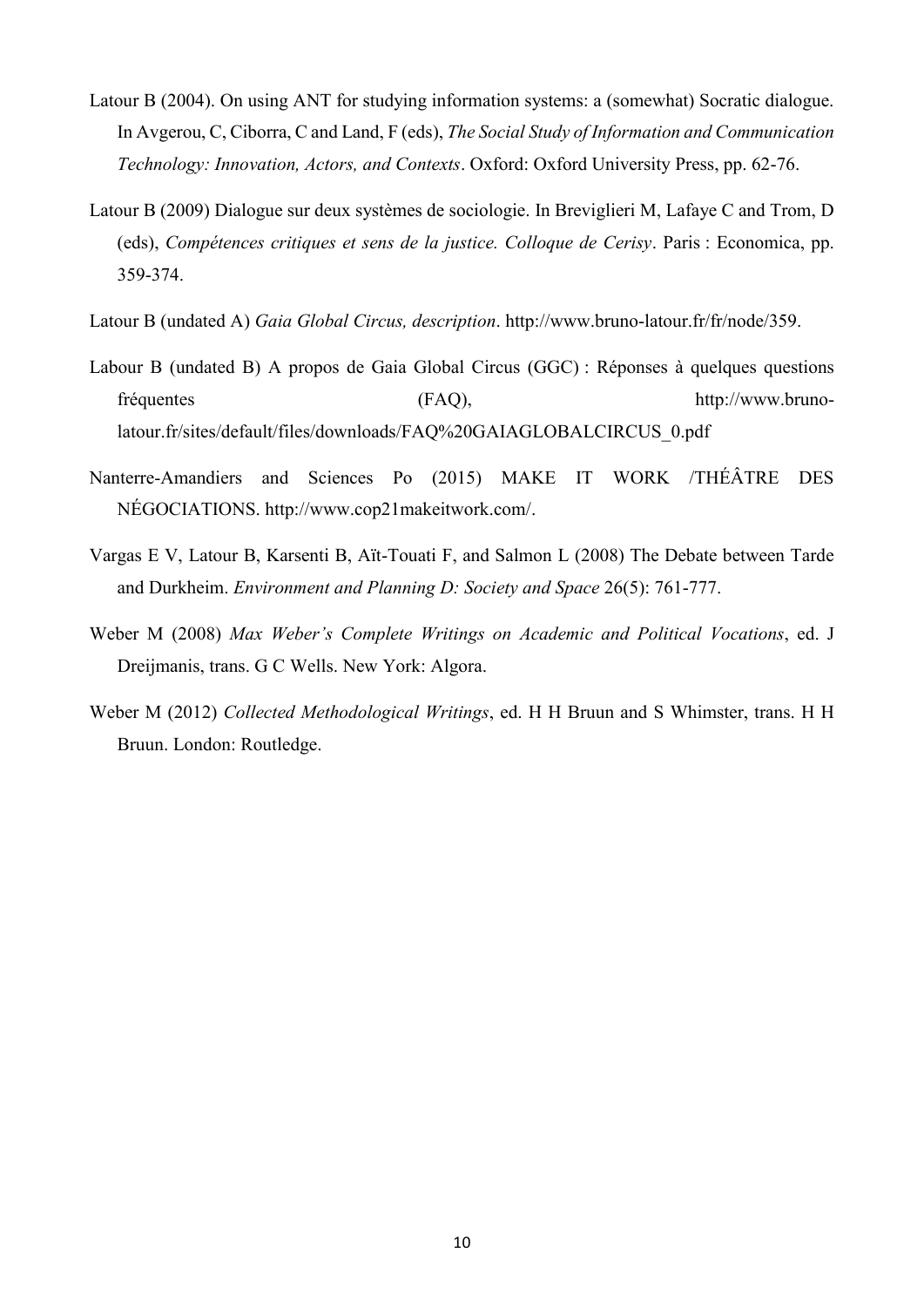Latour B (2004). On using ANT for studying information systems: a (somewhat) Socratic dialogue. In Avgerou, C, Ciborra, C and Land, F (eds), *The Social Study of Information and Communication Technology: Innovation, Actors, and Contexts*. Oxford: Oxford University Press, pp. 62-76.

Latour B (2009) Dialogue sur deux systèmes de sociologie. In Breviglieri M, Lafaye C and Trom, D (eds), *Compétences critiques et sens de la justice. Colloque de Cerisy*. Paris : Economica, pp. 359-374.

Latour B (undated A) *Gaia Global Circus, description*. http://www.bruno-latour.fr/fr/node/359.

Labour B (undated B) A propos de Gaia Global Circus (GGC) : Réponses à quelques questions fréquentes (FAQ), http://www.bruno-latour.fr/sites/default/files/downloads/FAQ%20GAIAGLOBALCIRCUS_0.pdf

Nanterre-Amandiers and Sciences Po (2015) MAKE IT WORK /THÉÂTRE DES NÉGOCIATIONS. http://www.cop21makeitwork.com/.

Vargas E V, Latour B, Karsenti B, Aït-Touati F, and Salmon L (2008) The Debate between Tarde and Durkheim. *Environment and Planning D: Society and Space* 26(5): 761-777.

Weber M (2008) *Max Weber's Complete Writings on Academic and Political Vocations*, ed. J Dreijmanis, trans. G C Wells. New York: Algora.

Weber M (2012) *Collected Methodological Writings*, ed. H H Bruun and S Whimster, trans. H H Bruun. London: Routledge.